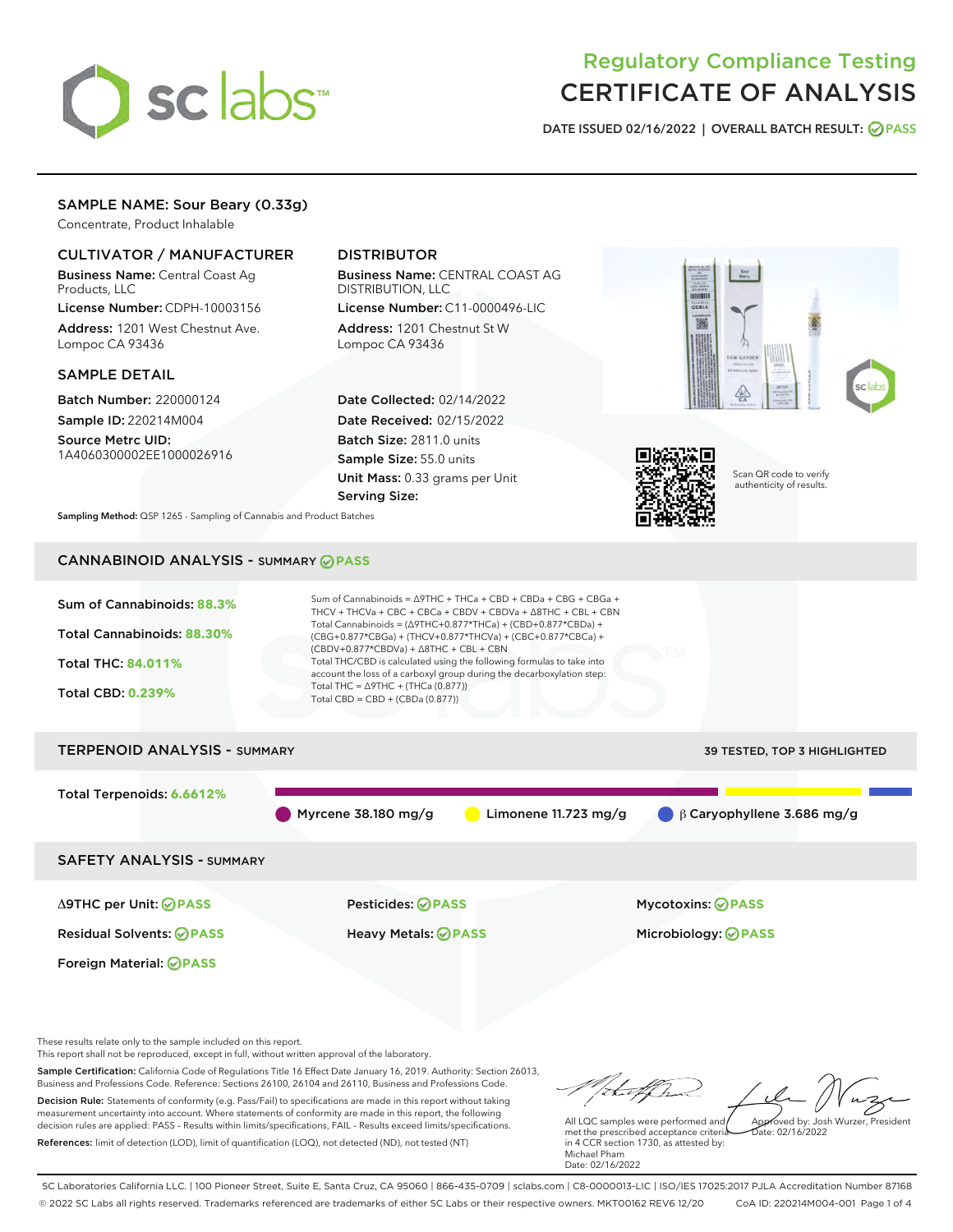# Regulatory Compliance Testing
# CERTIFICATE OF ANALYSIS

DATE ISSUED 02/16/2022 | OVERALL BATCH RESULT: PASS

## SAMPLE NAME: Sour Beary (0.33g)

Concentrate, Product Inhalable

### CULTIVATOR / MANUFACTURER

**Business Name:** Central Coast Ag Products, LLC

**License Number:** CDPH-10003156

**Address:** 1201 West Chestnut Ave. Lompoc CA 93436

### DISTRIBUTOR

**Business Name:** CENTRAL COAST AG DISTRIBUTION, LLC

**License Number:** C11-0000496-LIC

**Address:** 1201 Chestnut St W Lompoc CA 93436

### SAMPLE DETAIL

**Batch Number:** 220000124

**Sample ID:** 220214M004

**Source Metrc UID:** 1A4060300002EE1000026916

**Date Collected:** 02/14/2022

**Date Received:** 02/15/2022

**Batch Size:** 2811.0 units

**Sample Size:** 55.0 units

**Unit Mass:** 0.33 grams per Unit

**Serving Size:**

Scan QR code to verify authenticity of results.

**Sampling Method:** QSP 1265 - Sampling of Cannabis and Product Batches

## CANNABINOID ANALYSIS - SUMMARY PASS

**Sum of Cannabinoids: 88.3%**

**Total Cannabinoids: 88.30%**

**Total THC: 84.011%**

**Total CBD: 0.239%**

Sum of Cannabinoids = Δ9THC + THCa + CBD + CBDa + CBG + CBGa + THCV + THCVa + CBC + CBCa + CBDV + CBDVa + Δ8THC + CBL + CBN

Total Cannabinoids = (Δ9THC+0.877*THCa) + (CBD+0.877*CBDa) + (CBG+0.877*CBGa) + (THCV+0.877*THCVa) + (CBC+0.877*CBCa) + (CBDV+0.877*CBDVa) + Δ8THC + CBL + CBN

Total THC/CBD is calculated using the following formulas to take into account the loss of a carboxyl group during the decarboxylation step:

Total THC = Δ9THC + (THCa (0.877))

Total CBD = CBD + (CBDa (0.877))

## TERPENOID ANALYSIS - SUMMARY

39 TESTED, TOP 3 HIGHLIGHTED

**Total Terpenoids: 6.6612%**

Myrcene 38.180 mg/g | Limonene 11.723 mg/g | β Caryophyllene 3.686 mg/g

## SAFETY ANALYSIS - SUMMARY

| | | |
|---|---|---|
| Δ9THC per Unit: PASS | Pesticides: PASS | Mycotoxins: PASS |
| Residual Solvents: PASS | Heavy Metals: PASS | Microbiology: PASS |
| Foreign Material: PASS | | |

These results relate only to the sample included on this report.
This report shall not be reproduced, except in full, without written approval of the laboratory.

**Sample Certification:** California Code of Regulations Title 16 Effect Date January 16, 2019. Authority: Section 26013, Business and Professions Code. Reference: Sections 26100, 26104 and 26110, Business and Professions Code.

**Decision Rule:** Statements of conformity (e.g. Pass/Fail) to specifications are made in this report without taking measurement uncertainty into account. Where statements of conformity are made in this report, the following decision rules are applied: PASS – Results within limits/specifications, FAIL – Results exceed limits/specifications.

**References:** limit of detection (LOD), limit of quantification (LOQ), not detected (ND), not tested (NT)

All LQC samples were performed and met the prescribed acceptance criteria in 4 CCR section 1730, as attested by: Michael Pham
Date: 02/16/2022

Approved by: Josh Wurzer, President
Date: 02/16/2022

SC Laboratories California LLC. | 100 Pioneer Street, Suite E, Santa Cruz, CA 95060 | 866-435-0709 | sclabs.com | C8-0000013-LIC | ISO/IES 17025:2017 PJLA Accreditation Number 87168
© 2022 SC Labs all rights reserved. Trademarks referenced are trademarks of either SC Labs or their respective owners. MKT00162 REV6 12/20 CoA ID: 220214M004-001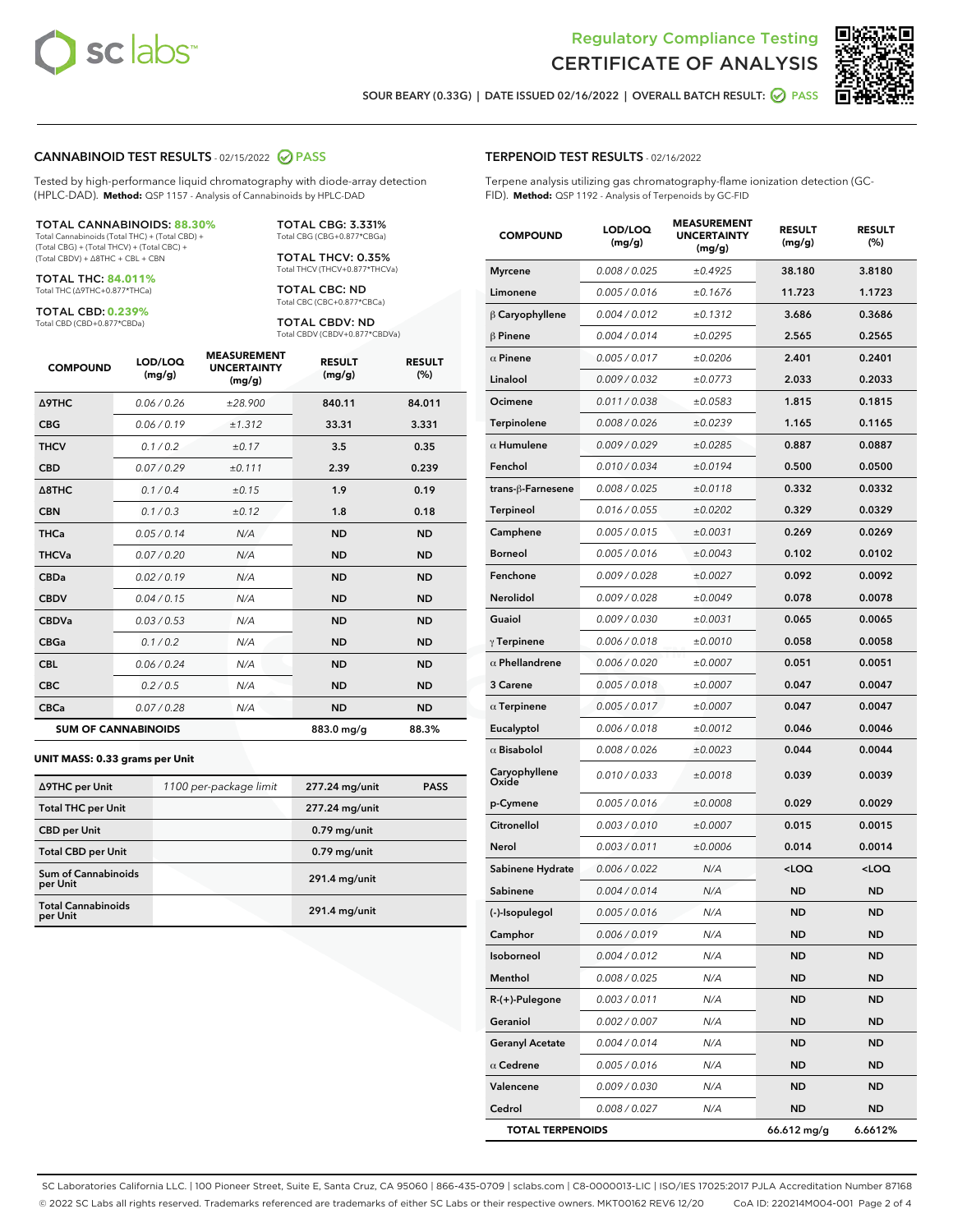Regulatory Compliance Testing
# CERTIFICATE OF ANALYSIS

SOUR BEARY (0.33G) | DATE ISSUED 02/16/2022 | OVERALL BATCH RESULT: PASS

## CANNABINOID TEST RESULTS - 02/15/2022 PASS

Tested by high-performance liquid chromatography with diode-array detection (HPLC-DAD). **Method:** QSP 1157 - Analysis of Cannabinoids by HPLC-DAD

**TOTAL CANNABINOIDS: 88.30%**
Total Cannabinoids (Total THC) + (Total CBD) + (Total CBG) + (Total THCV) + (Total CBC) + (Total CBDV) + Δ8THC + CBL + CBN

**TOTAL THC: 84.011%**
Total THC (Δ9THC+0.877*THCa)

**TOTAL CBD: 0.239%**
Total CBD (CBD+0.877*CBDa)

**TOTAL CBG: 3.331%**
Total CBG (CBG+0.877*CBGa)

**TOTAL THCV: 0.35%**
Total THCV (THCV+0.877*THCVa)

**TOTAL CBC: ND**
Total CBC (CBC+0.877*CBCa)

**TOTAL CBDV: ND**
Total CBDV (CBDV+0.877*CBDVa)

| COMPOUND | LOD/LOQ (mg/g) | MEASUREMENT UNCERTAINTY (mg/g) | RESULT (mg/g) | RESULT (%) |
|---|---|---|---|---|
| Δ9THC | 0.06 / 0.26 | ±28.900 | 840.11 | 84.011 |
| CBG | 0.06 / 0.19 | ±1.312 | 33.31 | 3.331 |
| THCV | 0.1 / 0.2 | ±0.17 | 3.5 | 0.35 |
| CBD | 0.07 / 0.29 | ±0.111 | 2.39 | 0.239 |
| Δ8THC | 0.1 / 0.4 | ±0.15 | 1.9 | 0.19 |
| CBN | 0.1 / 0.3 | ±0.12 | 1.8 | 0.18 |
| THCa | 0.05 / 0.14 | N/A | ND | ND |
| THCVa | 0.07 / 0.20 | N/A | ND | ND |
| CBDa | 0.02 / 0.19 | N/A | ND | ND |
| CBDV | 0.04 / 0.15 | N/A | ND | ND |
| CBDVa | 0.03 / 0.53 | N/A | ND | ND |
| CBGa | 0.1 / 0.2 | N/A | ND | ND |
| CBL | 0.06 / 0.24 | N/A | ND | ND |
| CBC | 0.2 / 0.5 | N/A | ND | ND |
| CBCa | 0.07 / 0.28 | N/A | ND | ND |
| **SUM OF CANNABINOIDS** | | | 883.0 mg/g | 88.3% |

**UNIT MASS: 0.33 grams per Unit**

| | | | |
|---|---|---|---|
| Δ9THC per Unit | 1100 per-package limit | 277.24 mg/unit | PASS |
| Total THC per Unit | | 277.24 mg/unit | |
| CBD per Unit | | 0.79 mg/unit | |
| Total CBD per Unit | | 0.79 mg/unit | |
| Sum of Cannabinoids per Unit | | 291.4 mg/unit | |
| Total Cannabinoids per Unit | | 291.4 mg/unit | |

## TERPENOID TEST RESULTS - 02/16/2022

Terpene analysis utilizing gas chromatography-flame ionization detection (GC-FID). **Method:** QSP 1192 - Analysis of Terpenoids by GC-FID

| COMPOUND | LOD/LOQ (mg/g) | MEASUREMENT UNCERTAINTY (mg/g) | RESULT (mg/g) | RESULT (%) |
|---|---|---|---|---|
| Myrcene | 0.008 / 0.025 | ±0.4925 | 38.180 | 3.8180 |
| Limonene | 0.005 / 0.016 | ±0.1676 | 11.723 | 1.1723 |
| β Caryophyllene | 0.004 / 0.012 | ±0.1312 | 3.686 | 0.3686 |
| β Pinene | 0.004 / 0.014 | ±0.0295 | 2.565 | 0.2565 |
| α Pinene | 0.005 / 0.017 | ±0.0206 | 2.401 | 0.2401 |
| Linalool | 0.009 / 0.032 | ±0.0773 | 2.033 | 0.2033 |
| Ocimene | 0.011 / 0.038 | ±0.0583 | 1.815 | 0.1815 |
| Terpinolene | 0.008 / 0.026 | ±0.0239 | 1.165 | 0.1165 |
| α Humulene | 0.009 / 0.029 | ±0.0285 | 0.887 | 0.0887 |
| Fenchol | 0.010 / 0.034 | ±0.0194 | 0.500 | 0.0500 |
| trans-β-Farnesene | 0.008 / 0.025 | ±0.0118 | 0.332 | 0.0332 |
| Terpineol | 0.016 / 0.055 | ±0.0202 | 0.329 | 0.0329 |
| Camphene | 0.005 / 0.015 | ±0.0031 | 0.269 | 0.0269 |
| Borneol | 0.005 / 0.016 | ±0.0043 | 0.102 | 0.0102 |
| Fenchone | 0.009 / 0.028 | ±0.0027 | 0.092 | 0.0092 |
| Nerolidol | 0.009 / 0.028 | ±0.0049 | 0.078 | 0.0078 |
| Guaiol | 0.009 / 0.030 | ±0.0031 | 0.065 | 0.0065 |
| γ Terpinene | 0.006 / 0.018 | ±0.0010 | 0.058 | 0.0058 |
| α Phellandrene | 0.006 / 0.020 | ±0.0007 | 0.051 | 0.0051 |
| 3 Carene | 0.005 / 0.018 | ±0.0007 | 0.047 | 0.0047 |
| α Terpinene | 0.005 / 0.017 | ±0.0007 | 0.047 | 0.0047 |
| Eucalyptol | 0.006 / 0.018 | ±0.0012 | 0.046 | 0.0046 |
| α Bisabolol | 0.008 / 0.026 | ±0.0023 | 0.044 | 0.0044 |
| Caryophyllene Oxide | 0.010 / 0.033 | ±0.0018 | 0.039 | 0.0039 |
| p-Cymene | 0.005 / 0.016 | ±0.0008 | 0.029 | 0.0029 |
| Citronellol | 0.003 / 0.010 | ±0.0007 | 0.015 | 0.0015 |
| Nerol | 0.003 / 0.011 | ±0.0006 | 0.014 | 0.0014 |
| Sabinene Hydrate | 0.006 / 0.022 | N/A | <LOQ | <LOQ |
| Sabinene | 0.004 / 0.014 | N/A | ND | ND |
| (-)-Isopulegol | 0.005 / 0.016 | N/A | ND | ND |
| Camphor | 0.006 / 0.019 | N/A | ND | ND |
| Isoborneol | 0.004 / 0.012 | N/A | ND | ND |
| Menthol | 0.008 / 0.025 | N/A | ND | ND |
| R-(+)-Pulegone | 0.003 / 0.011 | N/A | ND | ND |
| Geraniol | 0.002 / 0.007 | N/A | ND | ND |
| Geranyl Acetate | 0.004 / 0.014 | N/A | ND | ND |
| α Cedrene | 0.005 / 0.016 | N/A | ND | ND |
| Valencene | 0.009 / 0.030 | N/A | ND | ND |
| Cedrol | 0.008 / 0.027 | N/A | ND | ND |
| **TOTAL TERPENOIDS** | | | 66.612 mg/g | 6.6612% |

SC Laboratories California LLC. | 100 Pioneer Street, Suite E, Santa Cruz, CA 95060 | 866-435-0709 | sclabs.com | C8-0000013-LIC | ISO/IES 17025:2017 PJLA Accreditation Number 87168
© 2022 SC Labs all rights reserved. Trademarks referenced are trademarks of either SC Labs or their respective owners. MKT00162 REV6 12/20 CoA ID: 220214M004-001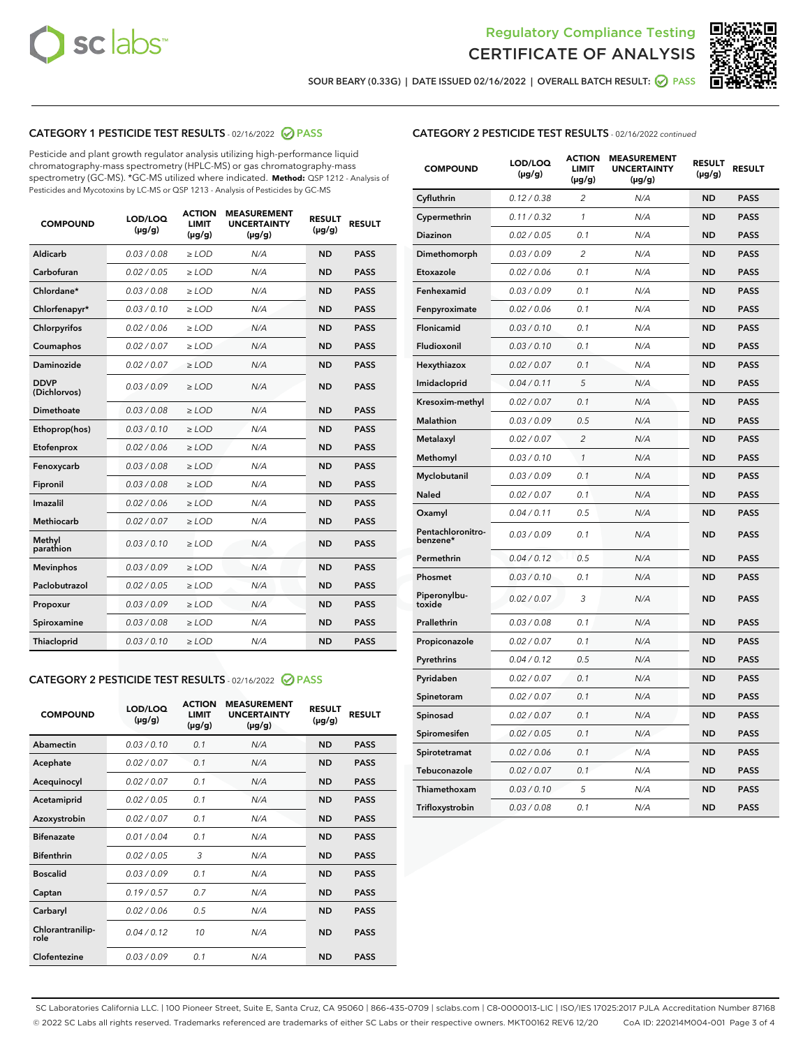Regulatory Compliance Testing
CERTIFICATE OF ANALYSIS

SOUR BEARY (0.33G) | DATE ISSUED 02/16/2022 | OVERALL BATCH RESULT: PASS

## CATEGORY 1 PESTICIDE TEST RESULTS - 02/16/2022 PASS

Pesticide and plant growth regulator analysis utilizing high-performance liquid chromatography-mass spectrometry (HPLC-MS) or gas chromatography-mass spectrometry (GC-MS). *GC-MS utilized where indicated. **Method:** QSP 1212 - Analysis of Pesticides and Mycotoxins by LC-MS or QSP 1213 - Analysis of Pesticides by GC-MS

| COMPOUND | LOD/LOQ (µg/g) | ACTION LIMIT (µg/g) | MEASUREMENT UNCERTAINTY (µg/g) | RESULT (µg/g) | RESULT |
|---|---|---|---|---|---|
| Aldicarb | 0.03 / 0.08 | ≥ LOD | N/A | ND | PASS |
| Carbofuran | 0.02 / 0.05 | ≥ LOD | N/A | ND | PASS |
| Chlordane* | 0.03 / 0.08 | ≥ LOD | N/A | ND | PASS |
| Chlorfenapyr* | 0.03 / 0.10 | ≥ LOD | N/A | ND | PASS |
| Chlorpyrifos | 0.02 / 0.06 | ≥ LOD | N/A | ND | PASS |
| Coumaphos | 0.02 / 0.07 | ≥ LOD | N/A | ND | PASS |
| Daminozide | 0.02 / 0.07 | ≥ LOD | N/A | ND | PASS |
| DDVP (Dichlorvos) | 0.03 / 0.09 | ≥ LOD | N/A | ND | PASS |
| Dimethoate | 0.03 / 0.08 | ≥ LOD | N/A | ND | PASS |
| Ethoprop(hos) | 0.03 / 0.10 | ≥ LOD | N/A | ND | PASS |
| Etofenprox | 0.02 / 0.06 | ≥ LOD | N/A | ND | PASS |
| Fenoxycarb | 0.03 / 0.08 | ≥ LOD | N/A | ND | PASS |
| Fipronil | 0.03 / 0.08 | ≥ LOD | N/A | ND | PASS |
| Imazalil | 0.02 / 0.06 | ≥ LOD | N/A | ND | PASS |
| Methiocarb | 0.02 / 0.07 | ≥ LOD | N/A | ND | PASS |
| Methyl parathion | 0.03 / 0.10 | ≥ LOD | N/A | ND | PASS |
| Mevinphos | 0.03 / 0.09 | ≥ LOD | N/A | ND | PASS |
| Paclobutrazol | 0.02 / 0.05 | ≥ LOD | N/A | ND | PASS |
| Propoxur | 0.03 / 0.09 | ≥ LOD | N/A | ND | PASS |
| Spiroxamine | 0.03 / 0.08 | ≥ LOD | N/A | ND | PASS |
| Thiacloprid | 0.03 / 0.10 | ≥ LOD | N/A | ND | PASS |

## CATEGORY 2 PESTICIDE TEST RESULTS - 02/16/2022 PASS

| COMPOUND | LOD/LOQ (µg/g) | ACTION LIMIT (µg/g) | MEASUREMENT UNCERTAINTY (µg/g) | RESULT (µg/g) | RESULT |
|---|---|---|---|---|---|
| Abamectin | 0.03 / 0.10 | 0.1 | N/A | ND | PASS |
| Acephate | 0.02 / 0.07 | 0.1 | N/A | ND | PASS |
| Acequinocyl | 0.02 / 0.07 | 0.1 | N/A | ND | PASS |
| Acetamiprid | 0.02 / 0.05 | 0.1 | N/A | ND | PASS |
| Azoxystrobin | 0.02 / 0.07 | 0.1 | N/A | ND | PASS |
| Bifenazate | 0.01 / 0.04 | 0.1 | N/A | ND | PASS |
| Bifenthrin | 0.02 / 0.05 | 3 | N/A | ND | PASS |
| Boscalid | 0.03 / 0.09 | 0.1 | N/A | ND | PASS |
| Captan | 0.19 / 0.57 | 0.7 | N/A | ND | PASS |
| Carbaryl | 0.02 / 0.06 | 0.5 | N/A | ND | PASS |
| Chlorantraniliprole | 0.04 / 0.12 | 10 | N/A | ND | PASS |
| Clofentezine | 0.03 / 0.09 | 0.1 | N/A | ND | PASS |
| Cyfluthrin | 0.12 / 0.38 | 2 | N/A | ND | PASS |
| Cypermethrin | 0.11 / 0.32 | 1 | N/A | ND | PASS |
| Diazinon | 0.02 / 0.05 | 0.1 | N/A | ND | PASS |
| Dimethomorph | 0.03 / 0.09 | 2 | N/A | ND | PASS |
| Etoxazole | 0.02 / 0.06 | 0.1 | N/A | ND | PASS |
| Fenhexamid | 0.03 / 0.09 | 0.1 | N/A | ND | PASS |
| Fenpyroximate | 0.02 / 0.06 | 0.1 | N/A | ND | PASS |
| Flonicamid | 0.03 / 0.10 | 0.1 | N/A | ND | PASS |
| Fludioxonil | 0.03 / 0.10 | 0.1 | N/A | ND | PASS |
| Hexythiazox | 0.02 / 0.07 | 0.1 | N/A | ND | PASS |
| Imidacloprid | 0.04 / 0.11 | 5 | N/A | ND | PASS |
| Kresoxim-methyl | 0.02 / 0.07 | 0.1 | N/A | ND | PASS |
| Malathion | 0.03 / 0.09 | 0.5 | N/A | ND | PASS |
| Metalaxyl | 0.02 / 0.07 | 2 | N/A | ND | PASS |
| Methomyl | 0.03 / 0.10 | 1 | N/A | ND | PASS |
| Myclobutanil | 0.03 / 0.09 | 0.1 | N/A | ND | PASS |
| Naled | 0.02 / 0.07 | 0.1 | N/A | ND | PASS |
| Oxamyl | 0.04 / 0.11 | 0.5 | N/A | ND | PASS |
| Pentachloronitrobenzene* | 0.03 / 0.09 | 0.1 | N/A | ND | PASS |
| Permethrin | 0.04 / 0.12 | 0.5 | N/A | ND | PASS |
| Phosmet | 0.03 / 0.10 | 0.1 | N/A | ND | PASS |
| Piperonylbutoxide | 0.02 / 0.07 | 3 | N/A | ND | PASS |
| Prallethrin | 0.03 / 0.08 | 0.1 | N/A | ND | PASS |
| Propiconazole | 0.02 / 0.07 | 0.1 | N/A | ND | PASS |
| Pyrethrins | 0.04 / 0.12 | 0.5 | N/A | ND | PASS |
| Pyridaben | 0.02 / 0.07 | 0.1 | N/A | ND | PASS |
| Spinetoram | 0.02 / 0.07 | 0.1 | N/A | ND | PASS |
| Spinosad | 0.02 / 0.07 | 0.1 | N/A | ND | PASS |
| Spiromesifen | 0.02 / 0.05 | 0.1 | N/A | ND | PASS |
| Spirotetramat | 0.02 / 0.06 | 0.1 | N/A | ND | PASS |
| Tebuconazole | 0.02 / 0.07 | 0.1 | N/A | ND | PASS |
| Thiamethoxam | 0.03 / 0.10 | 5 | N/A | ND | PASS |
| Trifloxystrobin | 0.03 / 0.08 | 0.1 | N/A | ND | PASS |

SC Laboratories California LLC. | 100 Pioneer Street, Suite E, Santa Cruz, CA 95060 | 866-435-0709 | sclabs.com | C8-0000013-LIC | ISO/IES 17025:2017 PJLA Accreditation Number 87168
© 2022 SC Labs all rights reserved. Trademarks referenced are trademarks of either SC Labs or their respective owners. MKT00162 REV6 12/20 CoA ID: 220214M004-001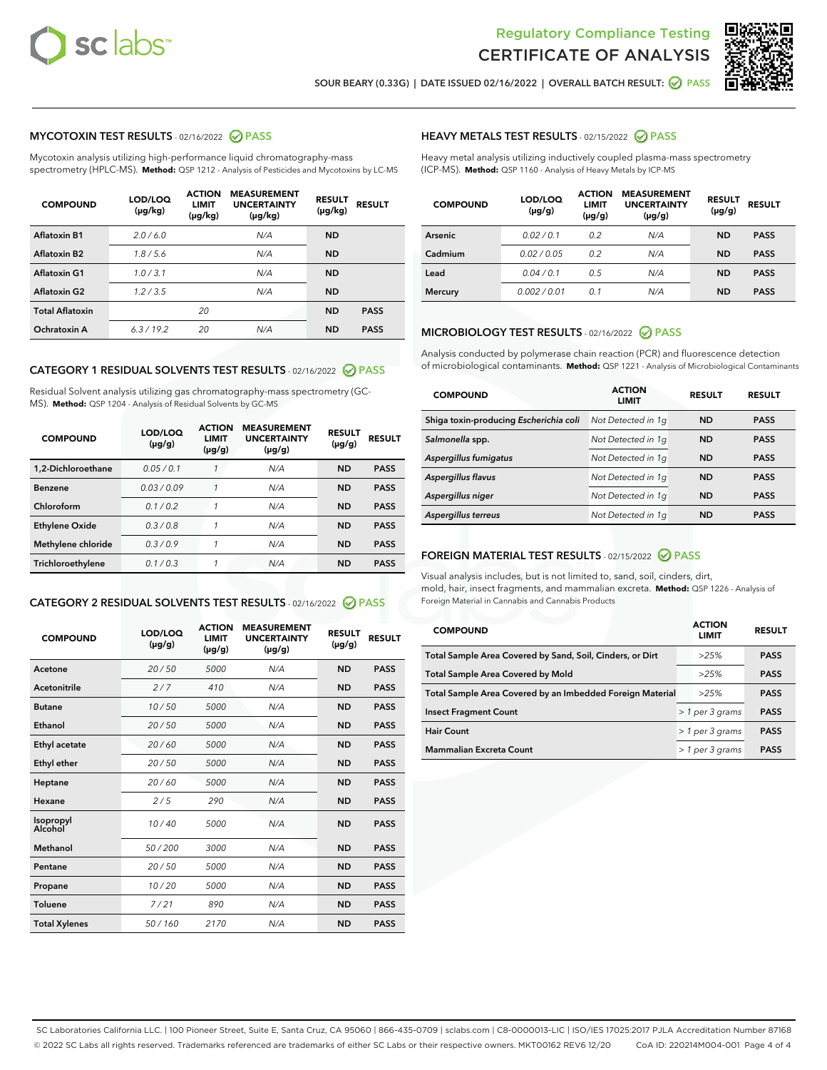Regulatory Compliance Testing

# CERTIFICATE OF ANALYSIS

SOUR BEARY (0.33G) | DATE ISSUED 02/16/2022 | OVERALL BATCH RESULT: PASS

## MYCOTOXIN TEST RESULTS - 02/16/2022 PASS

Mycotoxin analysis utilizing high-performance liquid chromatography-mass spectrometry (HPLC-MS). **Method:** QSP 1212 - Analysis of Pesticides and Mycotoxins by LC-MS

| COMPOUND | LOD/LOQ (µg/kg) | ACTION LIMIT (µg/kg) | MEASUREMENT UNCERTAINTY (µg/kg) | RESULT (µg/kg) | RESULT |
|---|---|---|---|---|---|
| Aflatoxin B1 | 2.0 / 6.0 | | N/A | ND | |
| Aflatoxin B2 | 1.8 / 5.6 | | N/A | ND | |
| Aflatoxin G1 | 1.0 / 3.1 | | N/A | ND | |
| Aflatoxin G2 | 1.2 / 3.5 | | N/A | ND | |
| Total Aflatoxin | | 20 | | ND | PASS |
| Ochratoxin A | 6.3 / 19.2 | 20 | N/A | ND | PASS |

## CATEGORY 1 RESIDUAL SOLVENTS TEST RESULTS - 02/16/2022 PASS

Residual Solvent analysis utilizing gas chromatography-mass spectrometry (GC-MS). **Method:** QSP 1204 - Analysis of Residual Solvents by GC-MS

| COMPOUND | LOD/LOQ (µg/g) | ACTION LIMIT (µg/g) | MEASUREMENT UNCERTAINTY (µg/g) | RESULT (µg/g) | RESULT |
|---|---|---|---|---|---|
| 1,2-Dichloroethane | 0.05 / 0.1 | 1 | N/A | ND | PASS |
| Benzene | 0.03 / 0.09 | 1 | N/A | ND | PASS |
| Chloroform | 0.1 / 0.2 | 1 | N/A | ND | PASS |
| Ethylene Oxide | 0.3 / 0.8 | 1 | N/A | ND | PASS |
| Methylene chloride | 0.3 / 0.9 | 1 | N/A | ND | PASS |
| Trichloroethylene | 0.1 / 0.3 | 1 | N/A | ND | PASS |

## CATEGORY 2 RESIDUAL SOLVENTS TEST RESULTS - 02/16/2022 PASS

| COMPOUND | LOD/LOQ (µg/g) | ACTION LIMIT (µg/g) | MEASUREMENT UNCERTAINTY (µg/g) | RESULT (µg/g) | RESULT |
|---|---|---|---|---|---|
| Acetone | 20 / 50 | 5000 | N/A | ND | PASS |
| Acetonitrile | 2 / 7 | 410 | N/A | ND | PASS |
| Butane | 10 / 50 | 5000 | N/A | ND | PASS |
| Ethanol | 20 / 50 | 5000 | N/A | ND | PASS |
| Ethyl acetate | 20 / 60 | 5000 | N/A | ND | PASS |
| Ethyl ether | 20 / 50 | 5000 | N/A | ND | PASS |
| Heptane | 20 / 60 | 5000 | N/A | ND | PASS |
| Hexane | 2 / 5 | 290 | N/A | ND | PASS |
| Isopropyl Alcohol | 10 / 40 | 5000 | N/A | ND | PASS |
| Methanol | 50 / 200 | 3000 | N/A | ND | PASS |
| Pentane | 20 / 50 | 5000 | N/A | ND | PASS |
| Propane | 10 / 20 | 5000 | N/A | ND | PASS |
| Toluene | 7 / 21 | 890 | N/A | ND | PASS |
| Total Xylenes | 50 / 160 | 2170 | N/A | ND | PASS |

## HEAVY METALS TEST RESULTS - 02/15/2022 PASS

Heavy metal analysis utilizing inductively coupled plasma-mass spectrometry (ICP-MS). **Method:** QSP 1160 - Analysis of Heavy Metals by ICP-MS

| COMPOUND | LOD/LOQ (µg/g) | ACTION LIMIT (µg/g) | MEASUREMENT UNCERTAINTY (µg/g) | RESULT (µg/g) | RESULT |
|---|---|---|---|---|---|
| Arsenic | 0.02 / 0.1 | 0.2 | N/A | ND | PASS |
| Cadmium | 0.02 / 0.05 | 0.2 | N/A | ND | PASS |
| Lead | 0.04 / 0.1 | 0.5 | N/A | ND | PASS |
| Mercury | 0.002 / 0.01 | 0.1 | N/A | ND | PASS |

## MICROBIOLOGY TEST RESULTS - 02/16/2022 PASS

Analysis conducted by polymerase chain reaction (PCR) and fluorescence detection of microbiological contaminants. **Method:** QSP 1221 - Analysis of Microbiological Contaminants

| COMPOUND | ACTION LIMIT | RESULT | RESULT |
|---|---|---|---|
| Shiga toxin-producing *Escherichia coli* | Not Detected in 1g | ND | PASS |
| *Salmonella* spp. | Not Detected in 1g | ND | PASS |
| *Aspergillus fumigatus* | Not Detected in 1g | ND | PASS |
| *Aspergillus flavus* | Not Detected in 1g | ND | PASS |
| *Aspergillus niger* | Not Detected in 1g | ND | PASS |
| *Aspergillus terreus* | Not Detected in 1g | ND | PASS |

## FOREIGN MATERIAL TEST RESULTS - 02/15/2022 PASS

Visual analysis includes, but is not limited to, sand, soil, cinders, dirt, mold, hair, insect fragments, and mammalian excreta. **Method:** QSP 1226 - Analysis of Foreign Material in Cannabis and Cannabis Products

| COMPOUND | ACTION LIMIT | RESULT |
|---|---|---|
| Total Sample Area Covered by Sand, Soil, Cinders, or Dirt | >25% | PASS |
| Total Sample Area Covered by Mold | >25% | PASS |
| Total Sample Area Covered by an Imbedded Foreign Material | >25% | PASS |
| Insect Fragment Count | > 1 per 3 grams | PASS |
| Hair Count | > 1 per 3 grams | PASS |
| Mammalian Excreta Count | > 1 per 3 grams | PASS |

SC Laboratories California LLC. | 100 Pioneer Street, Suite E, Santa Cruz, CA 95060 | 866-435-0709 | sclabs.com | C8-0000013-LIC | ISO/IES 17025:2017 PJLA Accreditation Number 87168
© 2022 SC Labs all rights reserved. Trademarks referenced are trademarks of either SC Labs or their respective owners. MKT00162 REV6 12/20 CoA ID: 220214M004-001